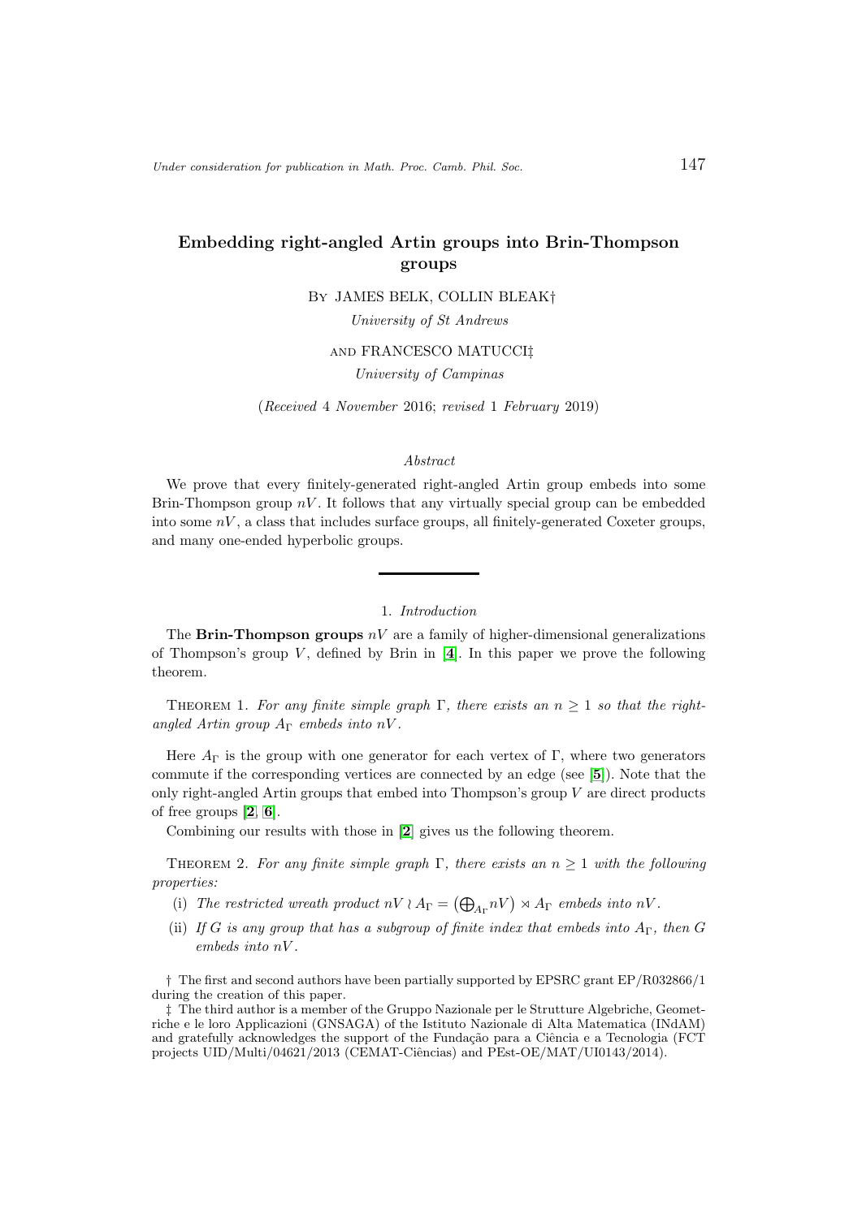# Embedding right-angled Artin groups into Brin-Thompson groups

By JAMES BELK, COLLIN BLEAK†

*University of St Andrews*

AND FRANCESCO MATUCCI‡

*University of Campinas*

(*Received* 4 *November* 2016; *revised* 1 *February* 2019)

*Abstract*

We prove that every finitely-generated right-angled Artin group embeds into some Brin-Thompson group $nV$. It follows that any virtually special group can be embedded into some $nV$, a class that includes surface groups, all finitely-generated Coxeter groups, and many one-ended hyperbolic groups.

## 1. *Introduction*

The **Brin-Thompson groups** $nV$ are a family of higher-dimensional generalizations of Thompson's group $V$, defined by Brin in [**4**]. In this paper we prove the following theorem.

Theorem 1. *For any finite simple graph* $\Gamma$*, there exists an* $n \geq 1$ *so that the right-angled Artin group* $A_\Gamma$ *embeds into* $nV$*.*

Here $A_\Gamma$ is the group with one generator for each vertex of $\Gamma$, where two generators commute if the corresponding vertices are connected by an edge (see [**5**]). Note that the only right-angled Artin groups that embed into Thompson's group $V$ are direct products of free groups [**2**, **6**].

Combining our results with those in [**2**] gives us the following theorem.

Theorem 2. *For any finite simple graph* $\Gamma$*, there exists an* $n \geq 1$ *with the following properties:*

(i) *The restricted wreath product* $nV \wr A_\Gamma = \left(\bigoplus_{A_\Gamma} nV\right) \rtimes A_\Gamma$ *embeds into* $nV$*.*

(ii) *If* $G$ *is any group that has a subgroup of finite index that embeds into* $A_\Gamma$*, then* $G$ *embeds into* $nV$*.*

† The first and second authors have been partially supported by EPSRC grant EP/R032866/1 during the creation of this paper.

‡ The third author is a member of the Gruppo Nazionale per le Strutture Algebriche, Geometriche e le loro Applicazioni (GNSAGA) of the Istituto Nazionale di Alta Matematica (INdAM) and gratefully acknowledges the support of the Fundação para a Ciência e a Tecnologia (FCT projects UID/Multi/04621/2013 (CEMAT-Ciências) and PEst-OE/MAT/UI0143/2014).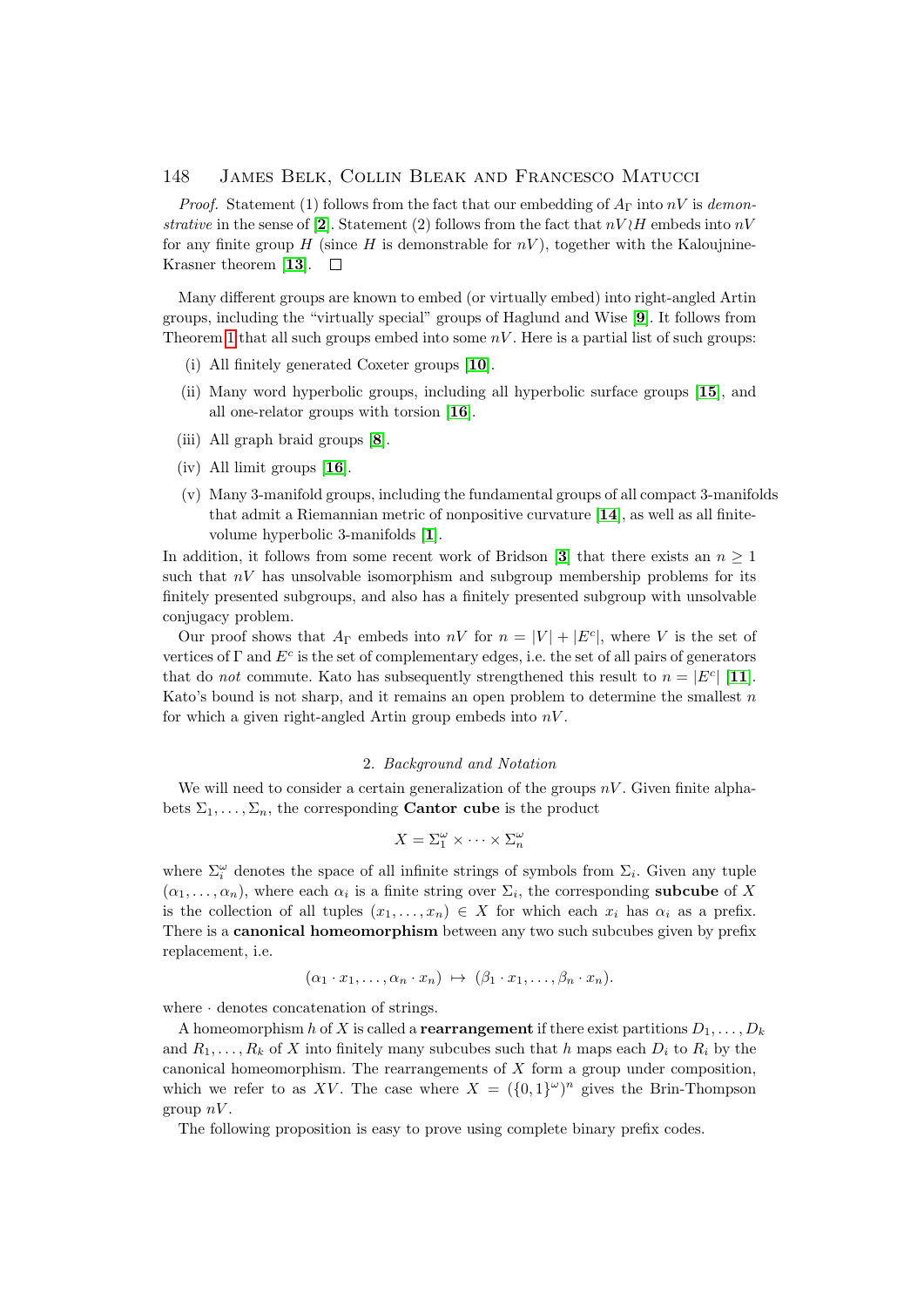*Proof.* Statement (1) follows from the fact that our embedding of $A_\Gamma$ into $nV$ is *demonstrative* in the sense of [**2**]. Statement (2) follows from the fact that $nV \wr H$ embeds into $nV$ for any finite group $H$ (since $H$ is demonstrable for $nV$), together with the Kaloujnine-Krasner theorem [**13**]. □

Many different groups are known to embed (or virtually embed) into right-angled Artin groups, including the "virtually special" groups of Haglund and Wise [**9**]. It follows from Theorem 1 that all such groups embed into some $nV$. Here is a partial list of such groups:

(i) All finitely generated Coxeter groups [**10**].

(ii) Many word hyperbolic groups, including all hyperbolic surface groups [**15**], and all one-relator groups with torsion [**16**].

(iii) All graph braid groups [**8**].

(iv) All limit groups [**16**].

(v) Many 3-manifold groups, including the fundamental groups of all compact 3-manifolds that admit a Riemannian metric of nonpositive curvature [**14**], as well as all finite-volume hyperbolic 3-manifolds [**1**].

In addition, it follows from some recent work of Bridson [**3**] that there exists an $n \geq 1$ such that $nV$ has unsolvable isomorphism and subgroup membership problems for its finitely presented subgroups, and also has a finitely presented subgroup with unsolvable conjugacy problem.

Our proof shows that $A_\Gamma$ embeds into $nV$ for $n = |V| + |E^c|$, where $V$ is the set of vertices of $\Gamma$ and $E^c$ is the set of complementary edges, i.e. the set of all pairs of generators that do *not* commute. Kato has subsequently strengthened this result to $n = |E^c|$ [**11**]. Kato's bound is not sharp, and it remains an open problem to determine the smallest $n$ for which a given right-angled Artin group embeds into $nV$.

## 2. *Background and Notation*

We will need to consider a certain generalization of the groups $nV$. Given finite alphabets $\Sigma_1, \ldots, \Sigma_n$, the corresponding **Cantor cube** is the product

$$X = \Sigma_1^\omega \times \cdots \times \Sigma_n^\omega$$

where $\Sigma_i^\omega$ denotes the space of all infinite strings of symbols from $\Sigma_i$. Given any tuple $(\alpha_1, \ldots, \alpha_n)$, where each $\alpha_i$ is a finite string over $\Sigma_i$, the corresponding **subcube** of $X$ is the collection of all tuples $(x_1, \ldots, x_n) \in X$ for which each $x_i$ has $\alpha_i$ as a prefix. There is a **canonical homeomorphism** between any two such subcubes given by prefix replacement, i.e.

$$(\alpha_1 \cdot x_1, \ldots, \alpha_n \cdot x_n) \;\mapsto\; (\beta_1 \cdot x_1, \ldots, \beta_n \cdot x_n).$$

where $\cdot$ denotes concatenation of strings.

A homeomorphism $h$ of $X$ is called a **rearrangement** if there exist partitions $D_1, \ldots, D_k$ and $R_1, \ldots, R_k$ of $X$ into finitely many subcubes such that $h$ maps each $D_i$ to $R_i$ by the canonical homeomorphism. The rearrangements of $X$ form a group under composition, which we refer to as $XV$. The case where $X = (\{0,1\}^\omega)^n$ gives the Brin-Thompson group $nV$.

The following proposition is easy to prove using complete binary prefix codes.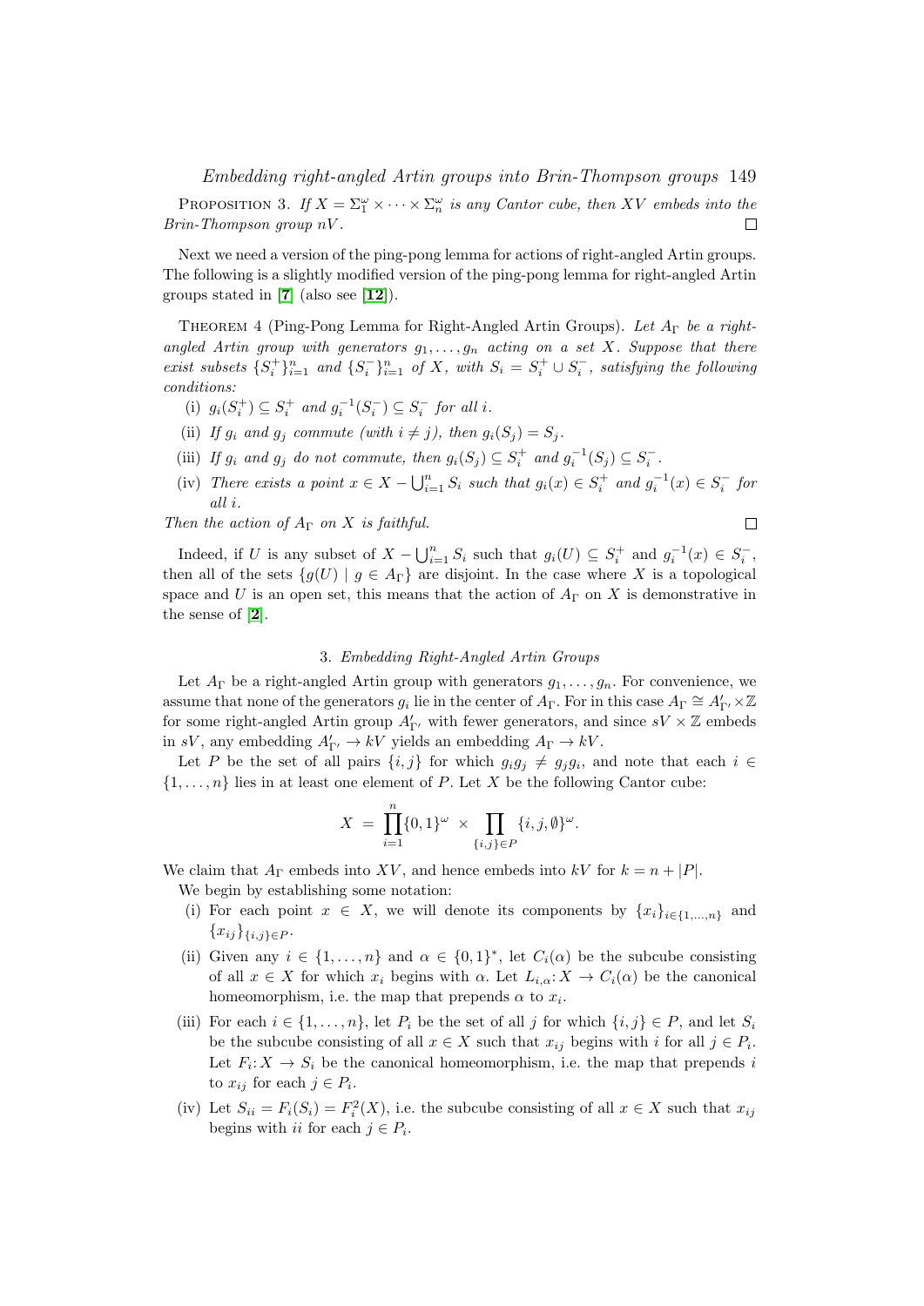Proposition 3. *If $X = \Sigma_1^\omega \times \cdots \times \Sigma_n^\omega$ is any Cantor cube, then $XV$ embeds into the Brin-Thompson group $nV$.* □

Next we need a version of the ping-pong lemma for actions of right-angled Artin groups. The following is a slightly modified version of the ping-pong lemma for right-angled Artin groups stated in [7] (also see [12]).

Theorem 4 (Ping-Pong Lemma for Right-Angled Artin Groups). *Let $A_\Gamma$ be a right-angled Artin group with generators $g_1, \ldots, g_n$ acting on a set $X$. Suppose that there exist subsets $\{S_i^+\}_{i=1}^n$ and $\{S_i^-\}_{i=1}^n$ of $X$, with $S_i = S_i^+ \cup S_i^-$, satisfying the following conditions:*

- (i) *$g_i(S_i^+) \subseteq S_i^+$ and $g_i^{-1}(S_i^-) \subseteq S_i^-$ for all $i$.*
- (ii) *If $g_i$ and $g_j$ commute (with $i \neq j$), then $g_i(S_j) = S_j$.*
- (iii) *If $g_i$ and $g_j$ do not commute, then $g_i(S_j) \subseteq S_i^+$ and $g_i^{-1}(S_j) \subseteq S_i^-$.*
- (iv) *There exists a point $x \in X - \bigcup_{i=1}^n S_i$ such that $g_i(x) \in S_i^+$ and $g_i^{-1}(x) \in S_i^-$ for all $i$.*

*Then the action of $A_\Gamma$ on $X$ is faithful.* □

Indeed, if $U$ is any subset of $X - \bigcup_{i=1}^n S_i$ such that $g_i(U) \subseteq S_i^+$ and $g_i^{-1}(x) \in S_i^-$, then all of the sets $\{g(U) \mid g \in A_\Gamma\}$ are disjoint. In the case where $X$ is a topological space and $U$ is an open set, this means that the action of $A_\Gamma$ on $X$ is demonstrative in the sense of [2].

### 3. *Embedding Right-Angled Artin Groups*

Let $A_\Gamma$ be a right-angled Artin group with generators $g_1, \ldots, g_n$. For convenience, we assume that none of the generators $g_i$ lie in the center of $A_\Gamma$. For in this case $A_\Gamma \cong A'_{\Gamma'} \times \mathbb{Z}$ for some right-angled Artin group $A'_{\Gamma'}$ with fewer generators, and since $sV \times \mathbb{Z}$ embeds in $sV$, any embedding $A'_{\Gamma'} \to kV$ yields an embedding $A_\Gamma \to kV$.

Let $P$ be the set of all pairs $\{i, j\}$ for which $g_i g_j \neq g_j g_i$, and note that each $i \in \{1, \ldots, n\}$ lies in at least one element of $P$. Let $X$ be the following Cantor cube:

$$X \;=\; \prod_{i=1}^{n} \{0,1\}^\omega \;\times \prod_{\{i,j\} \in P} \{i, j, \emptyset\}^\omega.$$

We claim that $A_\Gamma$ embeds into $XV$, and hence embeds into $kV$ for $k = n + |P|$.

We begin by establishing some notation:

- (i) For each point $x \in X$, we will denote its components by $\{x_i\}_{i \in \{1,\ldots,n\}}$ and $\{x_{ij}\}_{\{i,j\} \in P}$.
- (ii) Given any $i \in \{1, \ldots, n\}$ and $\alpha \in \{0,1\}^*$, let $C_i(\alpha)$ be the subcube consisting of all $x \in X$ for which $x_i$ begins with $\alpha$. Let $L_{i,\alpha}: X \to C_i(\alpha)$ be the canonical homeomorphism, i.e. the map that prepends $\alpha$ to $x_i$.
- (iii) For each $i \in \{1, \ldots, n\}$, let $P_i$ be the set of all $j$ for which $\{i, j\} \in P$, and let $S_i$ be the subcube consisting of all $x \in X$ such that $x_{ij}$ begins with $i$ for all $j \in P_i$. Let $F_i: X \to S_i$ be the canonical homeomorphism, i.e. the map that prepends $i$ to $x_{ij}$ for each $j \in P_i$.
- (iv) Let $S_{ii} = F_i(S_i) = F_i^2(X)$, i.e. the subcube consisting of all $x \in X$ such that $x_{ij}$ begins with $ii$ for each $j \in P_i$.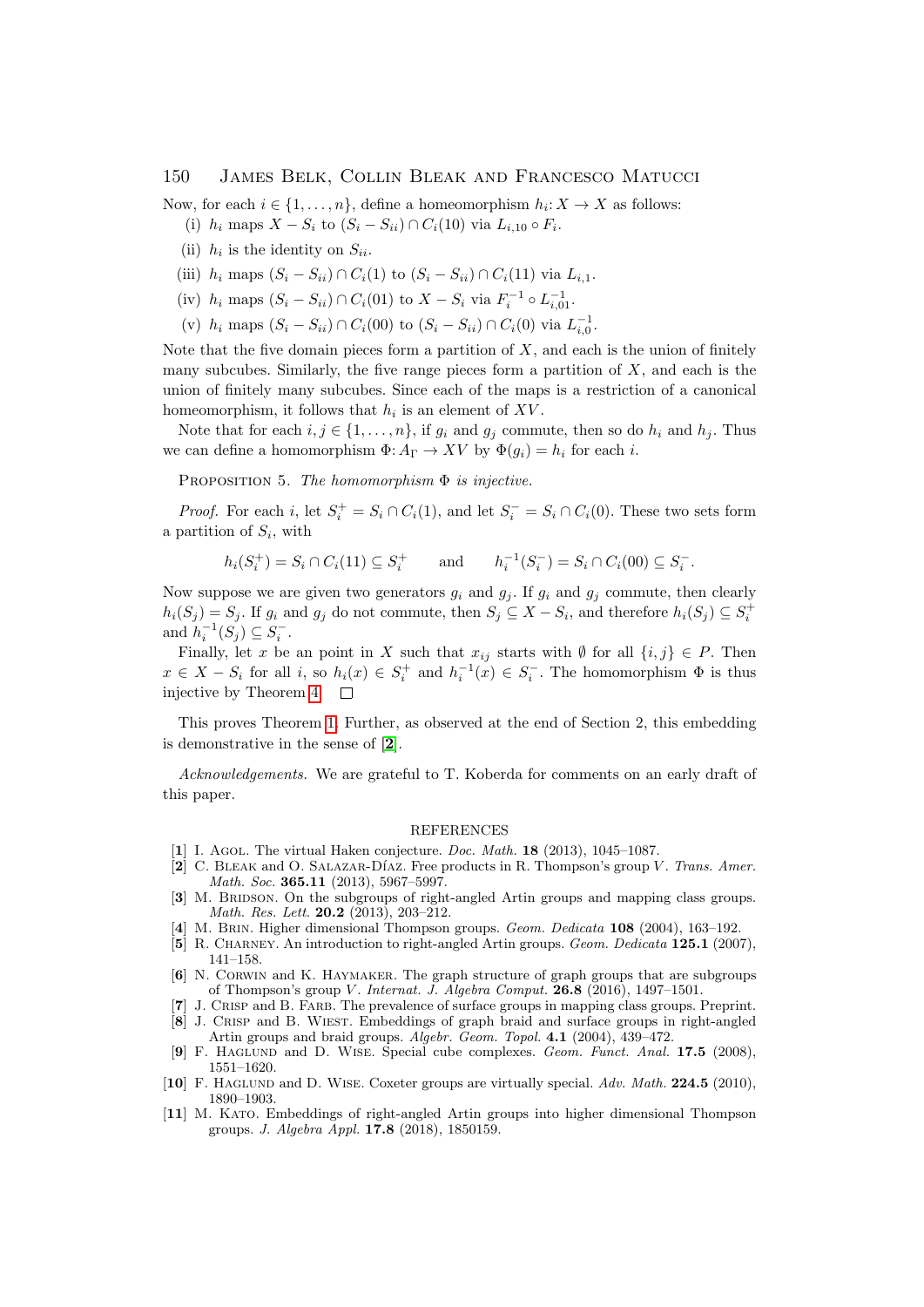Now, for each $i \in \{1, \ldots, n\}$, define a homeomorphism $h_i \colon X \to X$ as follows:

(i) $h_i$ maps $X - S_i$ to $(S_i - S_{ii}) \cap C_i(10)$ via $L_{i,10} \circ F_i$.

(ii) $h_i$ is the identity on $S_{ii}$.

(iii) $h_i$ maps $(S_i - S_{ii}) \cap C_i(1)$ to $(S_i - S_{ii}) \cap C_i(11)$ via $L_{i,1}$.

(iv) $h_i$ maps $(S_i - S_{ii}) \cap C_i(01)$ to $X - S_i$ via $F_i^{-1} \circ L_{i,01}^{-1}$.

(v) $h_i$ maps $(S_i - S_{ii}) \cap C_i(00)$ to $(S_i - S_{ii}) \cap C_i(0)$ via $L_{i,0}^{-1}$.

Note that the five domain pieces form a partition of $X$, and each is the union of finitely many subcubes. Similarly, the five range pieces form a partition of $X$, and each is the union of finitely many subcubes. Since each of the maps is a restriction of a canonical homeomorphism, it follows that $h_i$ is an element of $XV$.

Note that for each $i, j \in \{1, \ldots, n\}$, if $g_i$ and $g_j$ commute, then so do $h_i$ and $h_j$. Thus we can define a homomorphism $\Phi \colon A_\Gamma \to XV$ by $\Phi(g_i) = h_i$ for each $i$.

Proposition 5. *The homomorphism $\Phi$ is injective.*

*Proof.* For each $i$, let $S_i^+ = S_i \cap C_i(1)$, and let $S_i^- = S_i \cap C_i(0)$. These two sets form a partition of $S_i$, with

$$h_i(S_i^+) = S_i \cap C_i(11) \subseteq S_i^+ \qquad \text{and} \qquad h_i^{-1}(S_i^-) = S_i \cap C_i(00) \subseteq S_i^-.$$

Now suppose we are given two generators $g_i$ and $g_j$. If $g_i$ and $g_j$ commute, then clearly $h_i(S_j) = S_j$. If $g_i$ and $g_j$ do not commute, then $S_j \subseteq X - S_i$, and therefore $h_i(S_j) \subseteq S_i^+$ and $h_i^{-1}(S_j) \subseteq S_i^-$.

Finally, let $x$ be an point in $X$ such that $x_{ij}$ starts with $\emptyset$ for all $\{i, j\} \in P$. Then $x \in X - S_i$ for all $i$, so $h_i(x) \in S_i^+$ and $h_i^{-1}(x) \in S_i^-$. The homomorphism $\Phi$ is thus injective by Theorem 4. □

This proves Theorem 1. Further, as observed at the end of Section 2, this embedding is demonstrative in the sense of [2].

*Acknowledgements.* We are grateful to T. Koberda for comments on an early draft of this paper.

## REFERENCES

[1] I. Agol. The virtual Haken conjecture. *Doc. Math.* **18** (2013), 1045–1087.

[2] C. Bleak and O. Salazar-Díaz. Free products in R. Thompson's group $V$. *Trans. Amer. Math. Soc.* **365.11** (2013), 5967–5997.

[3] M. Bridson. On the subgroups of right-angled Artin groups and mapping class groups. *Math. Res. Lett.* **20.2** (2013), 203–212.

[4] M. Brin. Higher dimensional Thompson groups. *Geom. Dedicata* **108** (2004), 163–192.

[5] R. Charney. An introduction to right-angled Artin groups. *Geom. Dedicata* **125.1** (2007), 141–158.

[6] N. Corwin and K. Haymaker. The graph structure of graph groups that are subgroups of Thompson's group $V$. *Internat. J. Algebra Comput.* **26.8** (2016), 1497–1501.

[7] J. Crisp and B. Farb. The prevalence of surface groups in mapping class groups. Preprint.

[8] J. Crisp and B. Wiest. Embeddings of graph braid and surface groups in right-angled Artin groups and braid groups. *Algebr. Geom. Topol.* **4.1** (2004), 439–472.

[9] F. Haglund and D. Wise. Special cube complexes. *Geom. Funct. Anal.* **17.5** (2008), 1551–1620.

[10] F. Haglund and D. Wise. Coxeter groups are virtually special. *Adv. Math.* **224.5** (2010), 1890–1903.

[11] M. Kato. Embeddings of right-angled Artin groups into higher dimensional Thompson groups. *J. Algebra Appl.* **17.8** (2018), 1850159.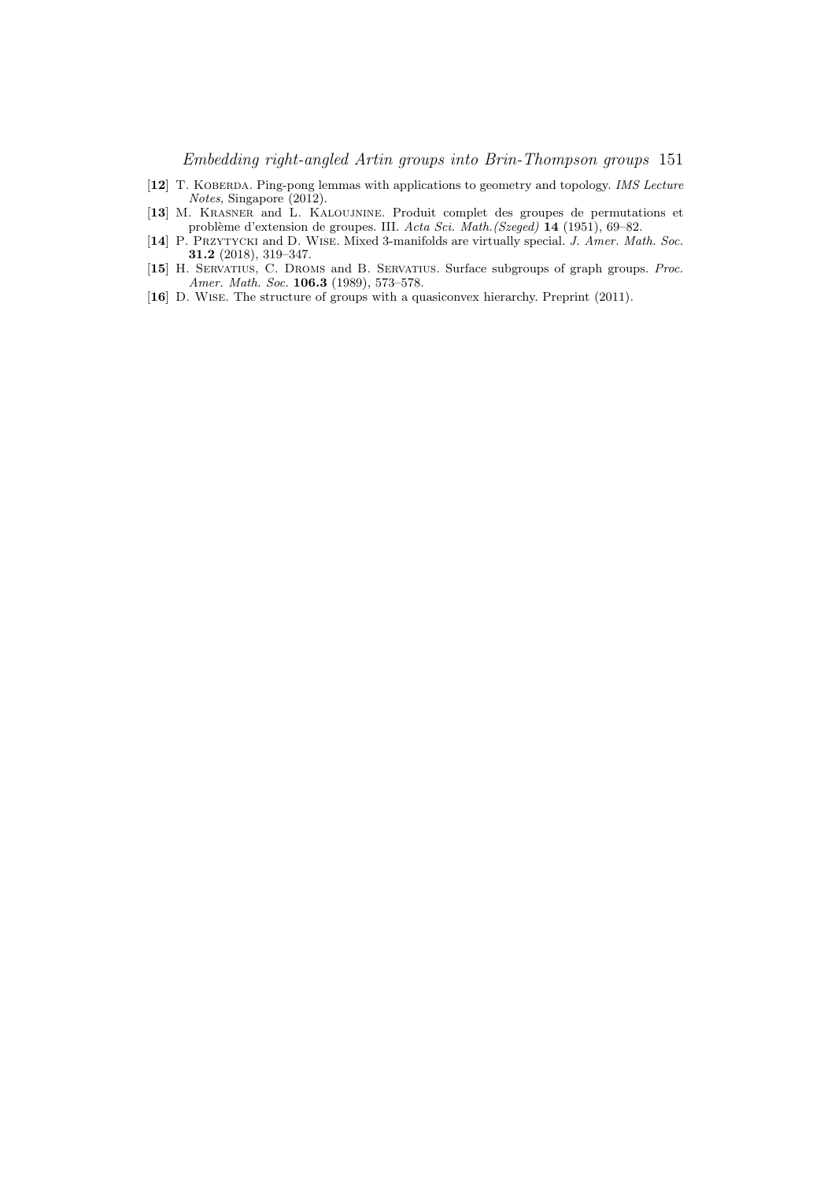[**12**] T. Koberda. Ping-pong lemmas with applications to geometry and topology. *IMS Lecture Notes*, Singapore (2012).

[**13**] M. Krasner and L. Kaloujnine. Produit complet des groupes de permutations et problème d'extension de groupes. III. *Acta Sci. Math.(Szeged)* **14** (1951), 69–82.

[**14**] P. Przytycki and D. Wise. Mixed 3-manifolds are virtually special. *J. Amer. Math. Soc.* **31.2** (2018), 319–347.

[**15**] H. Servatius, C. Droms and B. Servatius. Surface subgroups of graph groups. *Proc. Amer. Math. Soc.* **106.3** (1989), 573–578.

[**16**] D. Wise. The structure of groups with a quasiconvex hierarchy. Preprint (2011).